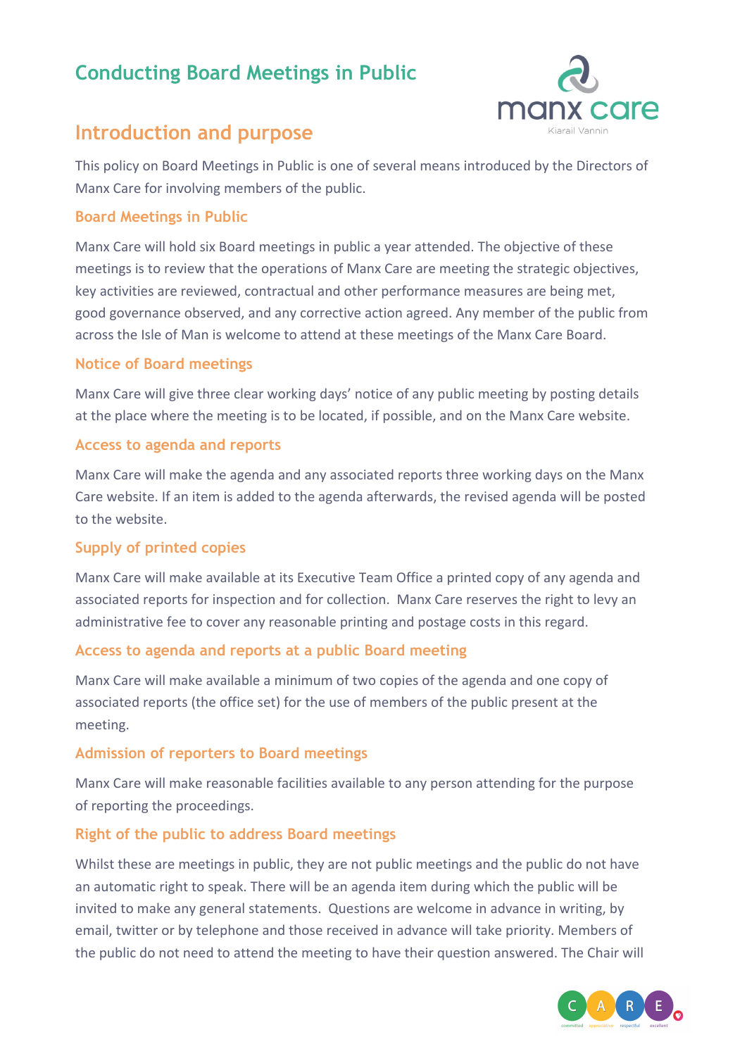# Conducting Board Meetings in Public

## Introduction and purpose

This policy on Board Meetings in Public is one of several means introduced by the Directors of Manx Care for involving members of the public.

### Board Meetings in Public

Manx Care will hold six Board meetings in public a year attended. The objective of these meetings is to review that the operations of Manx Care are meeting the strategic objectives, key activities are reviewed, contractual and other performance measures are being met, good governance observed, and any corrective action agreed. Any member of the public from across the Isle of Man is welcome to attend at these meetings of the Manx Care Board.

### Notice of Board meetings

Manx Care will give three clear working days' notice of any public meeting by posting details at the place where the meeting is to be located, if possible, and on the Manx Care website.

### Access to agenda and reports

Manx Care will make the agenda and any associated reports three working days on the Manx Care website. If an item is added to the agenda afterwards, the revised agenda will be posted to the website.

### Supply of printed copies

Manx Care will make available at its Executive Team Office a printed copy of any agenda and associated reports for inspection and for collection. Manx Care reserves the right to levy an administrative fee to cover any reasonable printing and postage costs in this regard.

### Access to agenda and reports at a public Board meeting

Manx Care will make available a minimum of two copies of the agenda and one copy of associated reports (the office set) for the use of members of the public present at the meeting.

### Admission of reporters to Board meetings

Manx Care will make reasonable facilities available to any person attending for the purpose of reporting the proceedings.

### Right of the public to address Board meetings

Whilst these are meetings in public, they are not public meetings and the public do not have an automatic right to speak. There will be an agenda item during which the public will be invited to make any general statements. Questions are welcome in advance in writing, by email, twitter or by telephone and those received in advance will take priority. Members of the public do not need to attend the meeting to have their question answered. The Chair will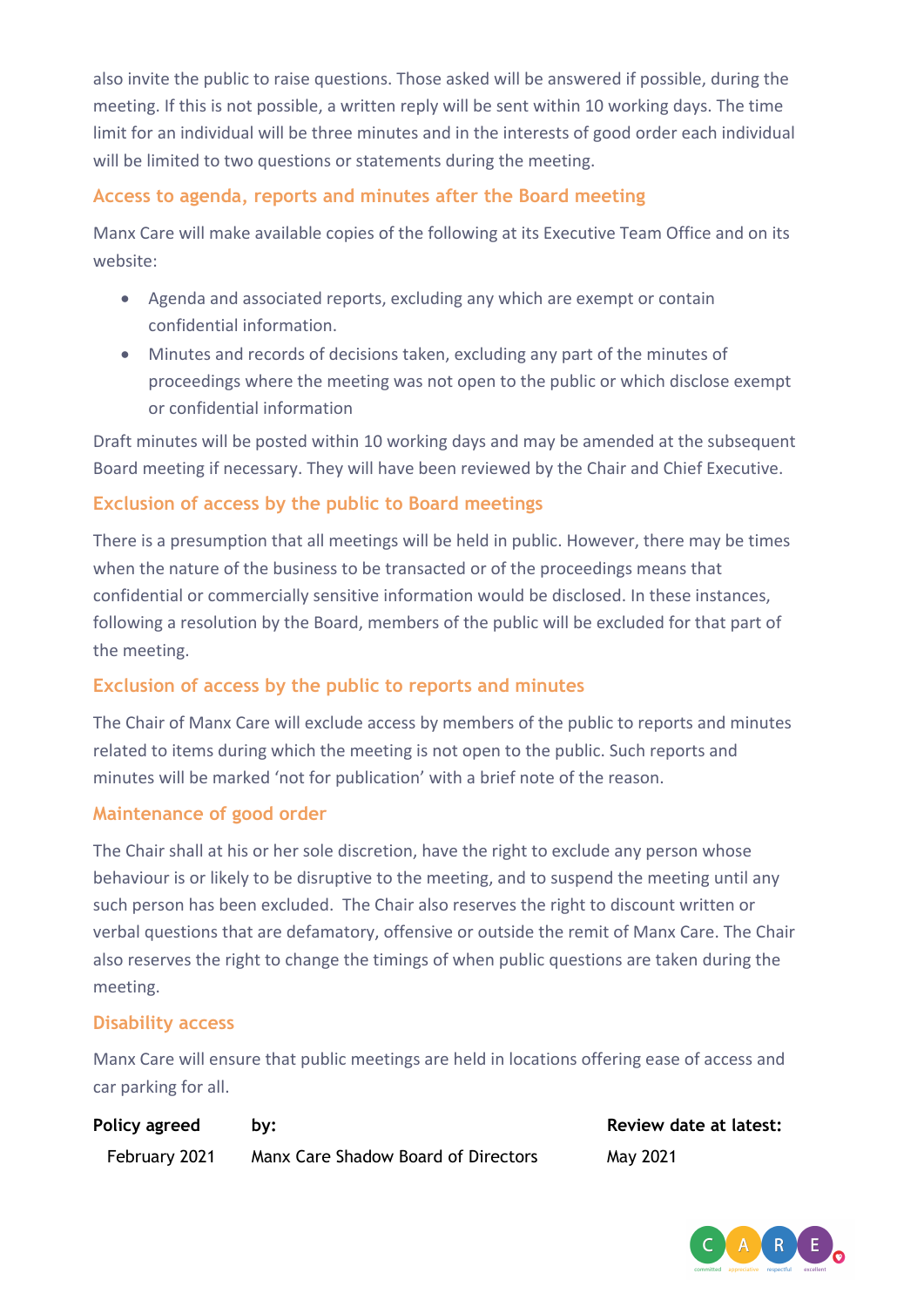also invite the public to raise questions. Those asked will be answered if possible, during the meeting. If this is not possible, a written reply will be sent within 10 working days. The time limit for an individual will be three minutes and in the interests of good order each individual will be limited to two questions or statements during the meeting.

### Access to agenda, reports and minutes after the Board meeting

Manx Care will make available copies of the following at its Executive Team Office and on its website:

- Agenda and associated reports, excluding any which are exempt or contain confidential information.
- Minutes and records of decisions taken, excluding any part of the minutes of proceedings where the meeting was not open to the public or which disclose exempt or confidential information

Draft minutes will be posted within 10 working days and may be amended at the subsequent Board meeting if necessary. They will have been reviewed by the Chair and Chief Executive.

### Exclusion of access by the public to Board meetings

There is a presumption that all meetings will be held in public. However, there may be times when the nature of the business to be transacted or of the proceedings means that confidential or commercially sensitive information would be disclosed. In these instances, following a resolution by the Board, members of the public will be excluded for that part of the meeting.

### Exclusion of access by the public to reports and minutes

The Chair of Manx Care will exclude access by members of the public to reports and minutes related to items during which the meeting is not open to the public. Such reports and minutes will be marked 'not for publication' with a brief note of the reason.

### Maintenance of good order

The Chair shall at his or her sole discretion, have the right to exclude any person whose behaviour is or likely to be disruptive to the meeting, and to suspend the meeting until any such person has been excluded. The Chair also reserves the right to discount written or verbal questions that are defamatory, offensive or outside the remit of Manx Care. The Chair also reserves the right to change the timings of when public questions are taken during the meeting.

### Disability access

Manx Care will ensure that public meetings are held in locations offering ease of access and car parking for all.

| **Policy agreed** | **by:** | **Review date at latest:** |
|---|---|---|
| February 2021 | Manx Care Shadow Board of Directors | May 2021 |